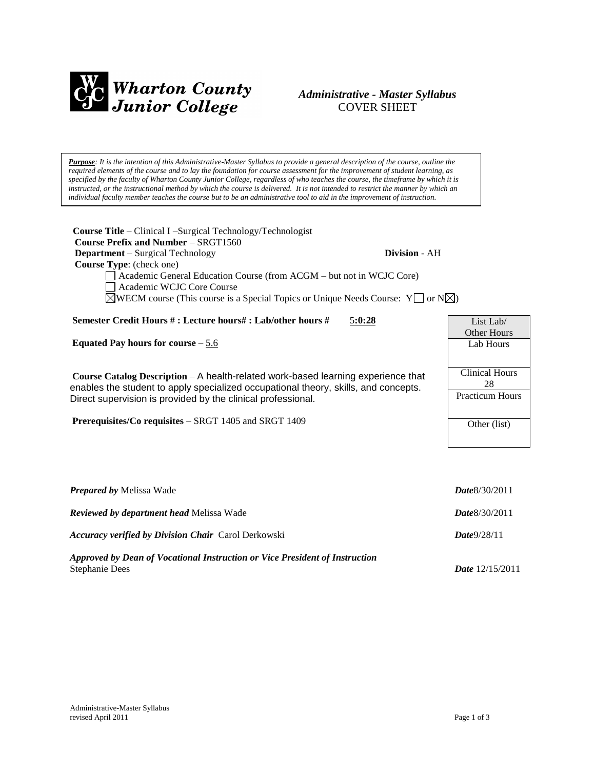**Wharton County Junior College**

***Administrative - Master Syllabus***
COVER SHEET

***Purpose**: It is the intention of this Administrative-Master Syllabus to provide a general description of the course, outline the required elements of the course and to lay the foundation for course assessment for the improvement of student learning, as specified by the faculty of Wharton County Junior College, regardless of who teaches the course, the timeframe by which it is instructed, or the instructional method by which the course is delivered. It is not intended to restrict the manner by which an individual faculty member teaches the course but to be an administrative tool to aid in the improvement of instruction.*

**Course Title** – Clinical I –Surgical Technology/Technologist
**Course Prefix and Number** – SRGT1560
**Department** – Surgical Technology **Division** - AH
**Course Type**: (check one)

☐ Academic General Education Course (from ACGM – but not in WCJC Core)
☐ Academic WCJC Core Course
☒ WECM course (This course is a Special Topics or Unique Needs Course: Y☐ or N☒)

**Semester Credit Hours # : Lecture hours# : Lab/other hours #** 5**:0:28**

**Equated Pay hours for course** – 5.6

**Course Catalog Description** – A health-related work-based learning experience that enables the student to apply specialized occupational theory, skills, and concepts. Direct supervision is provided by the clinical professional.

**Prerequisites/Co requisites** – SRGT 1405 and SRGT 1409

| List Lab/ Other Hours |
|---|
| Lab Hours |
| Clinical Hours 28 |
| Practicum Hours |
| Other (list) |

***Prepared by*** Melissa Wade ***Date***8/30/2011

***Reviewed by department head*** Melissa Wade ***Date***8/30/2011

***Accuracy verified by Division Chair*** Carol Derkowski ***Date***9/28/11

***Approved by Dean of Vocational Instruction or Vice President of Instruction***
Stephanie Dees ***Date*** 12/15/2011

Administrative-Master Syllabus
revised April 2011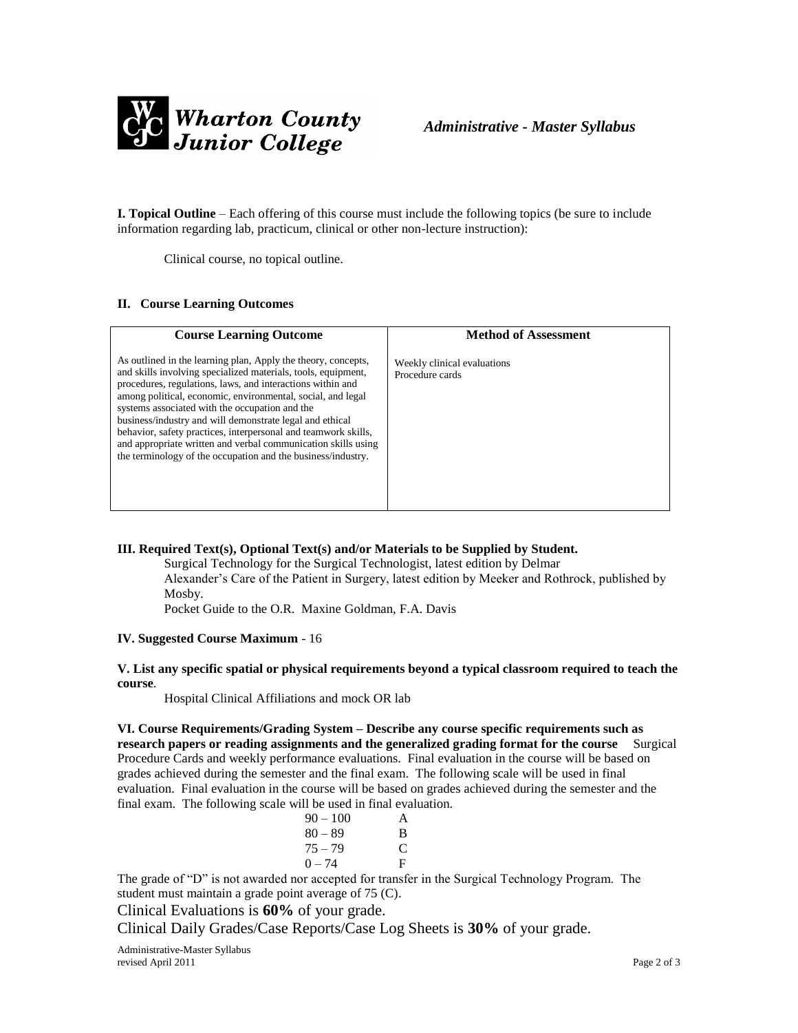Wharton County Junior College

*Administrative - Master Syllabus*

**I. Topical Outline** – Each offering of this course must include the following topics (be sure to include information regarding lab, practicum, clinical or other non-lecture instruction):

Clinical course, no topical outline.

**II. Course Learning Outcomes**

| Course Learning Outcome | Method of Assessment |
|---|---|
| As outlined in the learning plan, Apply the theory, concepts, and skills involving specialized materials, tools, equipment, procedures, regulations, laws, and interactions within and among political, economic, environmental, social, and legal systems associated with the occupation and the business/industry and will demonstrate legal and ethical behavior, safety practices, interpersonal and teamwork skills, and appropriate written and verbal communication skills using the terminology of the occupation and the business/industry. | Weekly clinical evaluations<br>Procedure cards |

**III. Required Text(s), Optional Text(s) and/or Materials to be Supplied by Student.**

Surgical Technology for the Surgical Technologist, latest edition by Delmar
Alexander's Care of the Patient in Surgery, latest edition by Meeker and Rothrock, published by Mosby.
Pocket Guide to the O.R. Maxine Goldman, F.A. Davis

**IV. Suggested Course Maximum** - 16

**V. List any specific spatial or physical requirements beyond a typical classroom required to teach the course**.

Hospital Clinical Affiliations and mock OR lab

**VI. Course Requirements/Grading System – Describe any course specific requirements such as research papers or reading assignments and the generalized grading format for the course** Surgical Procedure Cards and weekly performance evaluations. Final evaluation in the course will be based on grades achieved during the semester and the final exam. The following scale will be used in final evaluation. Final evaluation in the course will be based on grades achieved during the semester and the final exam. The following scale will be used in final evaluation.

| | |
|---|---|
| 90 – 100 | A |
| 80 – 89 | B |
| 75 – 79 | C |
| 0 – 74 | F |

The grade of "D" is not awarded nor accepted for transfer in the Surgical Technology Program. The student must maintain a grade point average of 75 (C).

Clinical Evaluations is **60%** of your grade.

Clinical Daily Grades/Case Reports/Case Log Sheets is **30%** of your grade.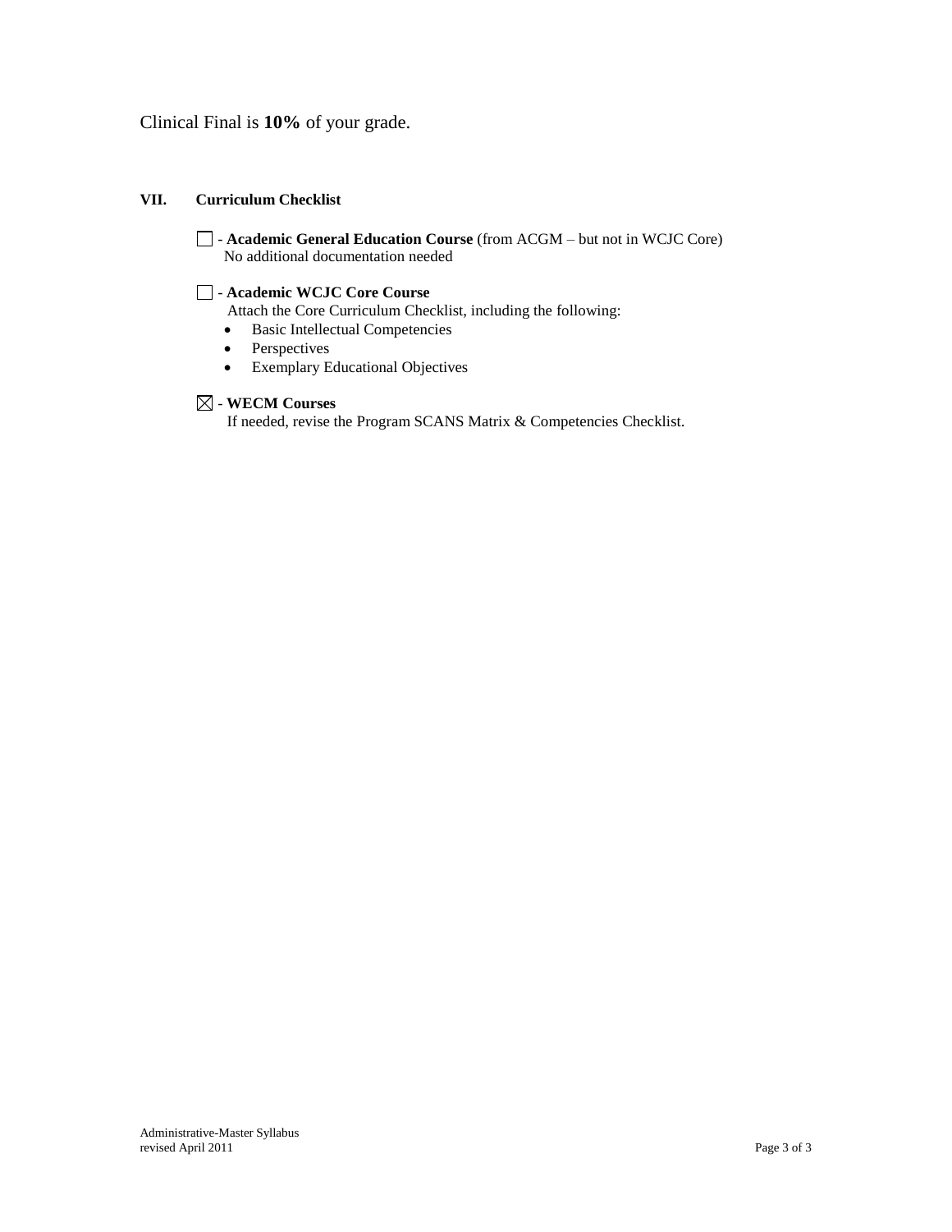Clinical Final is **10%** of your grade.

## VII. Curriculum Checklist

☐ - **Academic General Education Course** (from ACGM – but not in WCJC Core)
No additional documentation needed

☐ - **Academic WCJC Core Course**
Attach the Core Curriculum Checklist, including the following:

- Basic Intellectual Competencies
- Perspectives
- Exemplary Educational Objectives

☒ - **WECM Courses**
If needed, revise the Program SCANS Matrix & Competencies Checklist.